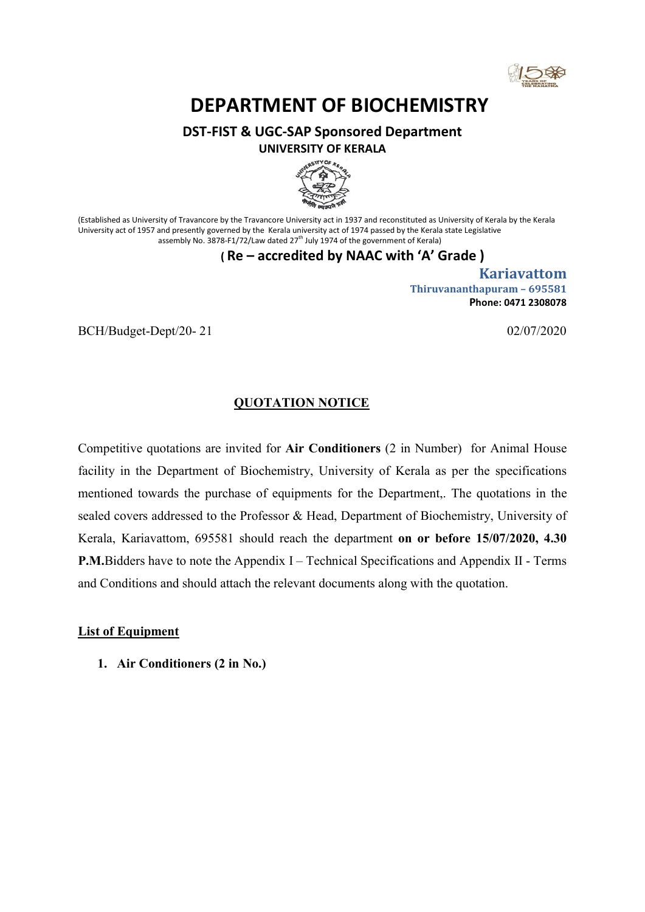# DEPARTMENT OF BIOCHEMISTRY

**DST-FIST & UGC-SAP Sponsored Department**

**UNIVERSITY OF KERALA**

(Established as University of Travancore by the Travancore University act in 1937 and reconstituted as University of Kerala by the Kerala University act of 1957 and presently governed by the Kerala university act of 1974 passed by the Kerala state Legislative assembly No. 3878-F1/72/Law dated 27th July 1974 of the government of Kerala)

**( Re – accredited by NAAC with 'A' Grade )**

**Kariavattom**
**Thiruvananthapuram – 695581**
**Phone: 0471 2308078**

BCH/Budget-Dept/20- 21 02/07/2020

## QUOTATION NOTICE

Competitive quotations are invited for **Air Conditioners** (2 in Number) for Animal House facility in the Department of Biochemistry, University of Kerala as per the specifications mentioned towards the purchase of equipments for the Department,. The quotations in the sealed covers addressed to the Professor & Head, Department of Biochemistry, University of Kerala, Kariavattom, 695581 should reach the department **on or before 15/07/2020, 4.30 P.M.**Bidders have to note the Appendix I – Technical Specifications and Appendix II - Terms and Conditions and should attach the relevant documents along with the quotation.

**List of Equipment**

1. **Air Conditioners (2 in No.)**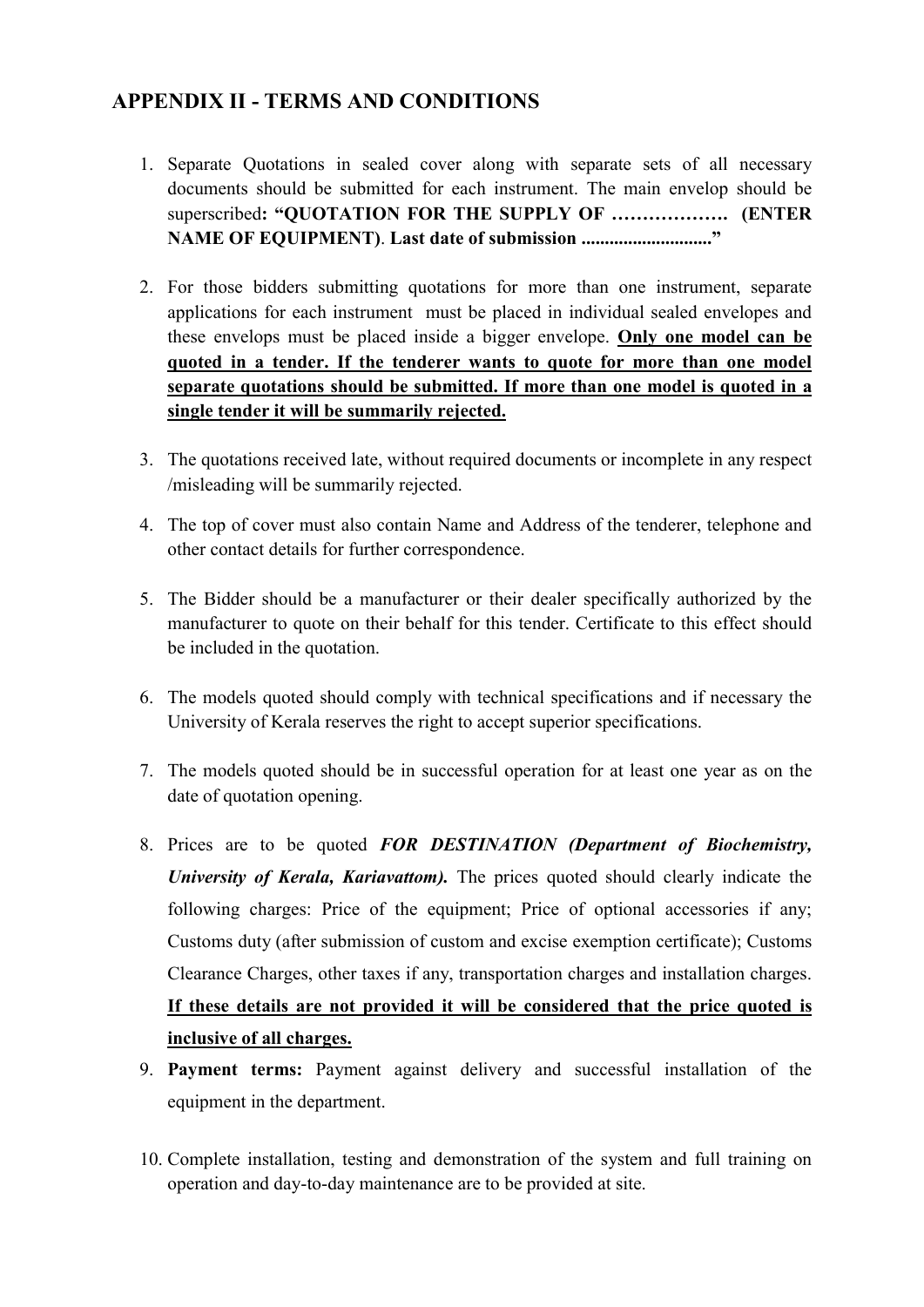## APPENDIX II - TERMS AND CONDITIONS

1. Separate Quotations in sealed cover along with separate sets of all necessary documents should be submitted for each instrument. The main envelop should be superscribed**: "QUOTATION FOR THE SUPPLY OF ………………. (ENTER NAME OF EQUIPMENT)**. **Last date of submission ............................"**

2. For those bidders submitting quotations for more than one instrument, separate applications for each instrument must be placed in individual sealed envelopes and these envelops must be placed inside a bigger envelope. **<u>Only one model can be quoted in a tender. If the tenderer wants to quote for more than one model separate quotations should be submitted. If more than one model is quoted in a single tender it will be summarily rejected.</u>**

3. The quotations received late, without required documents or incomplete in any respect /misleading will be summarily rejected.

4. The top of cover must also contain Name and Address of the tenderer, telephone and other contact details for further correspondence.

5. The Bidder should be a manufacturer or their dealer specifically authorized by the manufacturer to quote on their behalf for this tender. Certificate to this effect should be included in the quotation.

6. The models quoted should comply with technical specifications and if necessary the University of Kerala reserves the right to accept superior specifications.

7. The models quoted should be in successful operation for at least one year as on the date of quotation opening.

8. Prices are to be quoted ***FOR DESTINATION (Department of Biochemistry, University of Kerala, Kariavattom).*** The prices quoted should clearly indicate the following charges: Price of the equipment; Price of optional accessories if any; Customs duty (after submission of custom and excise exemption certificate); Customs Clearance Charges, other taxes if any, transportation charges and installation charges. **<u>If these details are not provided it will be considered that the price quoted is inclusive of all charges.</u>**

9. **Payment terms:** Payment against delivery and successful installation of the equipment in the department.

10. Complete installation, testing and demonstration of the system and full training on operation and day-to-day maintenance are to be provided at site.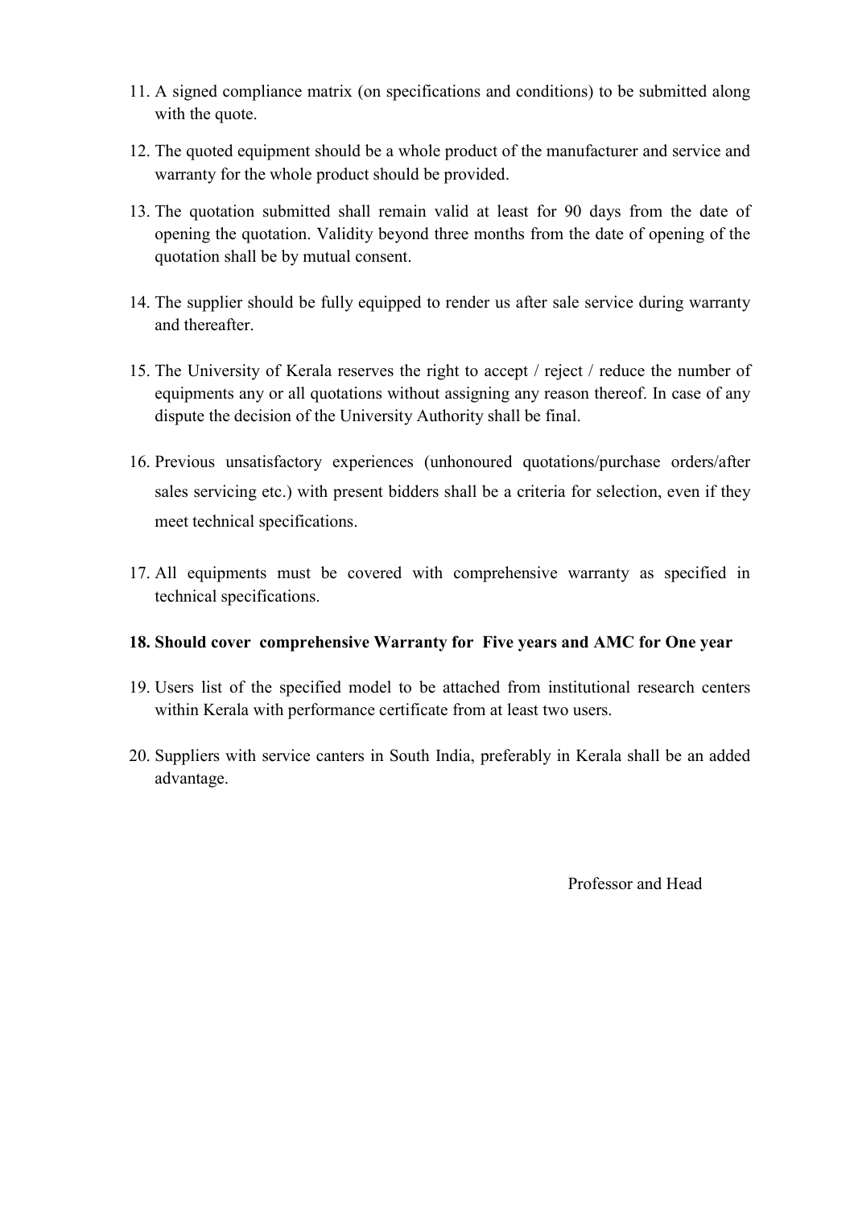11. A signed compliance matrix (on specifications and conditions) to be submitted along with the quote.

12. The quoted equipment should be a whole product of the manufacturer and service and warranty for the whole product should be provided.

13. The quotation submitted shall remain valid at least for 90 days from the date of opening the quotation. Validity beyond three months from the date of opening of the quotation shall be by mutual consent.

14. The supplier should be fully equipped to render us after sale service during warranty and thereafter.

15. The University of Kerala reserves the right to accept / reject / reduce the number of equipments any or all quotations without assigning any reason thereof. In case of any dispute the decision of the University Authority shall be final.

16. Previous unsatisfactory experiences (unhonoured quotations/purchase orders/after sales servicing etc.) with present bidders shall be a criteria for selection, even if they meet technical specifications.

17. All equipments must be covered with comprehensive warranty as specified in technical specifications.

18. **Should cover comprehensive Warranty for Five years and AMC for One year**

19. Users list of the specified model to be attached from institutional research centers within Kerala with performance certificate from at least two users.

20. Suppliers with service canters in South India, preferably in Kerala shall be an added advantage.

Professor and Head